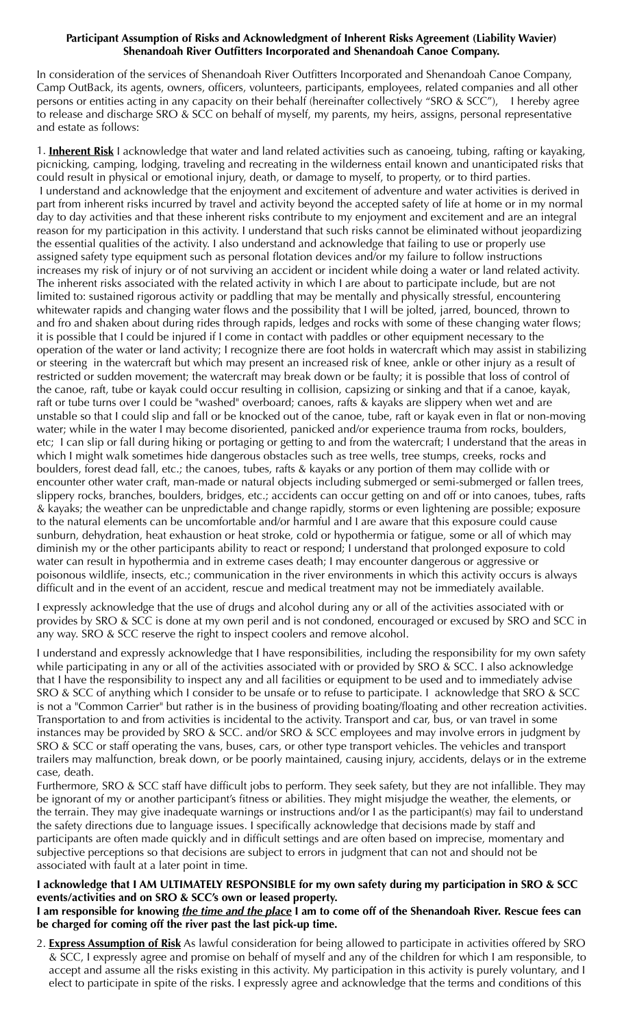**Participant Assumption of Risks and Acknowledgment of Inherent Risks Agreement (Liability Wavier) Shenandoah River Outfitters Incorporated and Shenandoah Canoe Company.**

In consideration of the services of Shenandoah River Outfitters Incorporated and Shenandoah Canoe Company, Camp OutBack, its agents, owners, officers, volunteers, participants, employees, related companies and all other persons or entities acting in any capacity on their behalf (hereinafter collectively "SRO & SCC"), I hereby agree to release and discharge SRO & SCC on behalf of myself, my parents, my heirs, assigns, personal representative and estate as follows:

1. **Inherent Risk** I acknowledge that water and land related activities such as canoeing, tubing, rafting or kayaking, picnicking, camping, lodging, traveling and recreating in the wilderness entail known and unanticipated risks that could result in physical or emotional injury, death, or damage to myself, to property, or to third parties.
I understand and acknowledge that the enjoyment and excitement of adventure and water activities is derived in part from inherent risks incurred by travel and activity beyond the accepted safety of life at home or in my normal day to day activities and that these inherent risks contribute to my enjoyment and excitement and are an integral reason for my participation in this activity. I understand that such risks cannot be eliminated without jeopardizing the essential qualities of the activity. I also understand and acknowledge that failing to use or properly use assigned safety type equipment such as personal flotation devices and/or my failure to follow instructions increases my risk of injury or of not surviving an accident or incident while doing a water or land related activity. The inherent risks associated with the related activity in which I are about to participate include, but are not limited to: sustained rigorous activity or paddling that may be mentally and physically stressful, encountering whitewater rapids and changing water flows and the possibility that I will be jolted, jarred, bounced, thrown to and fro and shaken about during rides through rapids, ledges and rocks with some of these changing water flows; it is possible that I could be injured if I come in contact with paddles or other equipment necessary to the operation of the water or land activity; I recognize there are foot holds in watercraft which may assist in stabilizing or steering in the watercraft but which may present an increased risk of knee, ankle or other injury as a result of restricted or sudden movement; the watercraft may break down or be faulty; it is possible that loss of control of the canoe, raft, tube or kayak could occur resulting in collision, capsizing or sinking and that if a canoe, kayak, raft or tube turns over I could be "washed" overboard; canoes, rafts & kayaks are slippery when wet and are unstable so that I could slip and fall or be knocked out of the canoe, tube, raft or kayak even in flat or non-moving water; while in the water I may become disoriented, panicked and/or experience trauma from rocks, boulders, etc; I can slip or fall during hiking or portaging or getting to and from the watercraft; I understand that the areas in which I might walk sometimes hide dangerous obstacles such as tree wells, tree stumps, creeks, rocks and boulders, forest dead fall, etc.; the canoes, tubes, rafts & kayaks or any portion of them may collide with or encounter other water craft, man-made or natural objects including submerged or semi-submerged or fallen trees, slippery rocks, branches, boulders, bridges, etc.; accidents can occur getting on and off or into canoes, tubes, rafts & kayaks; the weather can be unpredictable and change rapidly, storms or even lightening are possible; exposure to the natural elements can be uncomfortable and/or harmful and I are aware that this exposure could cause sunburn, dehydration, heat exhaustion or heat stroke, cold or hypothermia or fatigue, some or all of which may diminish my or the other participants ability to react or respond; I understand that prolonged exposure to cold water can result in hypothermia and in extreme cases death; I may encounter dangerous or aggressive or poisonous wildlife, insects, etc.; communication in the river environments in which this activity occurs is always difficult and in the event of an accident, rescue and medical treatment may not be immediately available.

I expressly acknowledge that the use of drugs and alcohol during any or all of the activities associated with or provides by SRO & SCC is done at my own peril and is not condoned, encouraged or excused by SRO and SCC in any way. SRO & SCC reserve the right to inspect coolers and remove alcohol.

I understand and expressly acknowledge that I have responsibilities, including the responsibility for my own safety while participating in any or all of the activities associated with or provided by SRO & SCC. I also acknowledge that I have the responsibility to inspect any and all facilities or equipment to be used and to immediately advise SRO & SCC of anything which I consider to be unsafe or to refuse to participate. I acknowledge that SRO & SCC is not a "Common Carrier" but rather is in the business of providing boating/floating and other recreation activities. Transportation to and from activities is incidental to the activity. Transport and car, bus, or van travel in some instances may be provided by SRO & SCC. and/or SRO & SCC employees and may involve errors in judgment by SRO & SCC or staff operating the vans, buses, cars, or other type transport vehicles. The vehicles and transport trailers may malfunction, break down, or be poorly maintained, causing injury, accidents, delays or in the extreme case, death.

Furthermore, SRO & SCC staff have difficult jobs to perform. They seek safety, but they are not infallible. They may be ignorant of my or another participant's fitness or abilities. They might misjudge the weather, the elements, or the terrain. They may give inadequate warnings or instructions and/or I as the participant(s) may fail to understand the safety directions due to language issues. I specifically acknowledge that decisions made by staff and participants are often made quickly and in difficult settings and are often based on imprecise, momentary and subjective perceptions so that decisions are subject to errors in judgment that can not and should not be associated with fault at a later point in time.

**I acknowledge that I AM ULTIMATELY RESPONSIBLE for my own safety during my participation in SRO & SCC events/activities and on SRO & SCC's own or leased property.**
**I am responsible for knowing *the time and the place* I am to come off of the Shenandoah River. Rescue fees can be charged for coming off the river past the last pick-up time.**

2. **Express Assumption of Risk** As lawful consideration for being allowed to participate in activities offered by SRO & SCC, I expressly agree and promise on behalf of myself and any of the children for which I am responsible, to accept and assume all the risks existing in this activity. My participation in this activity is purely voluntary, and I elect to participate in spite of the risks. I expressly agree and acknowledge that the terms and conditions of this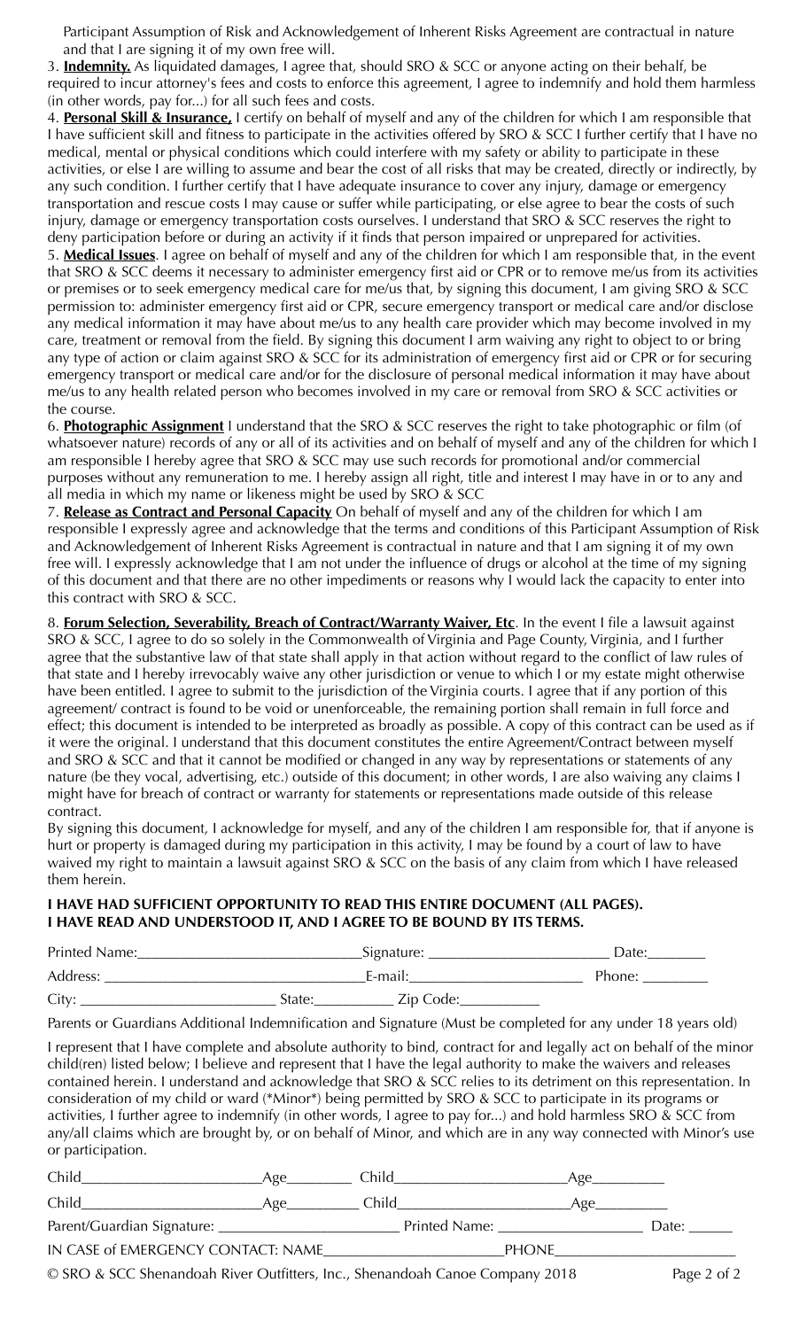Participant Assumption of Risk and Acknowledgement of Inherent Risks Agreement are contractual in nature and that I are signing it of my own free will.

3. **Indemnity.** As liquidated damages, I agree that, should SRO & SCC or anyone acting on their behalf, be required to incur attorney's fees and costs to enforce this agreement, I agree to indemnify and hold them harmless (in other words, pay for...) for all such fees and costs.

4. **Personal Skill & Insurance.** I certify on behalf of myself and any of the children for which I am responsible that I have sufficient skill and fitness to participate in the activities offered by SRO & SCC I further certify that I have no medical, mental or physical conditions which could interfere with my safety or ability to participate in these activities, or else I are willing to assume and bear the cost of all risks that may be created, directly or indirectly, by any such condition. I further certify that I have adequate insurance to cover any injury, damage or emergency transportation and rescue costs I may cause or suffer while participating, or else agree to bear the costs of such injury, damage or emergency transportation costs ourselves. I understand that SRO & SCC reserves the right to deny participation before or during an activity if it finds that person impaired or unprepared for activities.

5. **Medical Issues**. I agree on behalf of myself and any of the children for which I am responsible that, in the event that SRO & SCC deems it necessary to administer emergency first aid or CPR or to remove me/us from its activities or premises or to seek emergency medical care for me/us that, by signing this document, I am giving SRO & SCC permission to: administer emergency first aid or CPR, secure emergency transport or medical care and/or disclose any medical information it may have about me/us to any health care provider which may become involved in my care, treatment or removal from the field. By signing this document I arm waiving any right to object to or bring any type of action or claim against SRO & SCC for its administration of emergency first aid or CPR or for securing emergency transport or medical care and/or for the disclosure of personal medical information it may have about me/us to any health related person who becomes involved in my care or removal from SRO & SCC activities or the course.

6. **Photographic Assignment** I understand that the SRO & SCC reserves the right to take photographic or film (of whatsoever nature) records of any or all of its activities and on behalf of myself and any of the children for which I am responsible I hereby agree that SRO & SCC may use such records for promotional and/or commercial purposes without any remuneration to me. I hereby assign all right, title and interest I may have in or to any and all media in which my name or likeness might be used by SRO & SCC

7. **Release as Contract and Personal Capacity** On behalf of myself and any of the children for which I am responsible I expressly agree and acknowledge that the terms and conditions of this Participant Assumption of Risk and Acknowledgement of Inherent Risks Agreement is contractual in nature and that I am signing it of my own free will. I expressly acknowledge that I am not under the influence of drugs or alcohol at the time of my signing of this document and that there are no other impediments or reasons why I would lack the capacity to enter into this contract with SRO & SCC.

8. **Forum Selection, Severability, Breach of Contract/Warranty Waiver, Etc**. In the event I file a lawsuit against SRO & SCC, I agree to do so solely in the Commonwealth of Virginia and Page County, Virginia, and I further agree that the substantive law of that state shall apply in that action without regard to the conflict of law rules of that state and I hereby irrevocably waive any other jurisdiction or venue to which I or my estate might otherwise have been entitled. I agree to submit to the jurisdiction of the Virginia courts. I agree that if any portion of this agreement/ contract is found to be void or unenforceable, the remaining portion shall remain in full force and effect; this document is intended to be interpreted as broadly as possible. A copy of this contract can be used as if it were the original. I understand that this document constitutes the entire Agreement/Contract between myself and SRO & SCC and that it cannot be modified or changed in any way by representations or statements of any nature (be they vocal, advertising, etc.) outside of this document; in other words, I are also waiving any claims I might have for breach of contract or warranty for statements or representations made outside of this release contract.

By signing this document, I acknowledge for myself, and any of the children I am responsible for, that if anyone is hurt or property is damaged during my participation in this activity, I may be found by a court of law to have waived my right to maintain a lawsuit against SRO & SCC on the basis of any claim from which I have released them herein.

**I HAVE HAD SUFFICIENT OPPORTUNITY TO READ THIS ENTIRE DOCUMENT (ALL PAGES). I HAVE READ AND UNDERSTOOD IT, AND I AGREE TO BE BOUND BY ITS TERMS.**

Printed Name:_____________________________Signature: _______________________ Date:________

Address: _________________________________E-mail:_______________________ Phone: _________

City: _________________________ State:__________ Zip Code:__________

Parents or Guardians Additional Indemnification and Signature (Must be completed for any under 18 years old)

I represent that I have complete and absolute authority to bind, contract for and legally act on behalf of the minor child(ren) listed below; I believe and represent that I have the legal authority to make the waivers and releases contained herein. I understand and acknowledge that SRO & SCC relies to its detriment on this representation. In consideration of my child or ward (*Minor*) being permitted by SRO & SCC to participate in its programs or activities, I further agree to indemnify (in other words, I agree to pay for...) and hold harmless SRO & SCC from any/all claims which are brought by, or on behalf of Minor, and which are in any way connected with Minor's use or participation.

Child______________________Age________ Child______________________Age_________

Child______________________Age_________ Child______________________Age_________

Parent/Guardian Signature: _______________________ Printed Name: ___________________ Date: ______

IN CASE of EMERGENCY CONTACT: NAME_______________________PHONE_______________________

© SRO & SCC Shenandoah River Outfitters, Inc., Shenandoah Canoe Company 2018